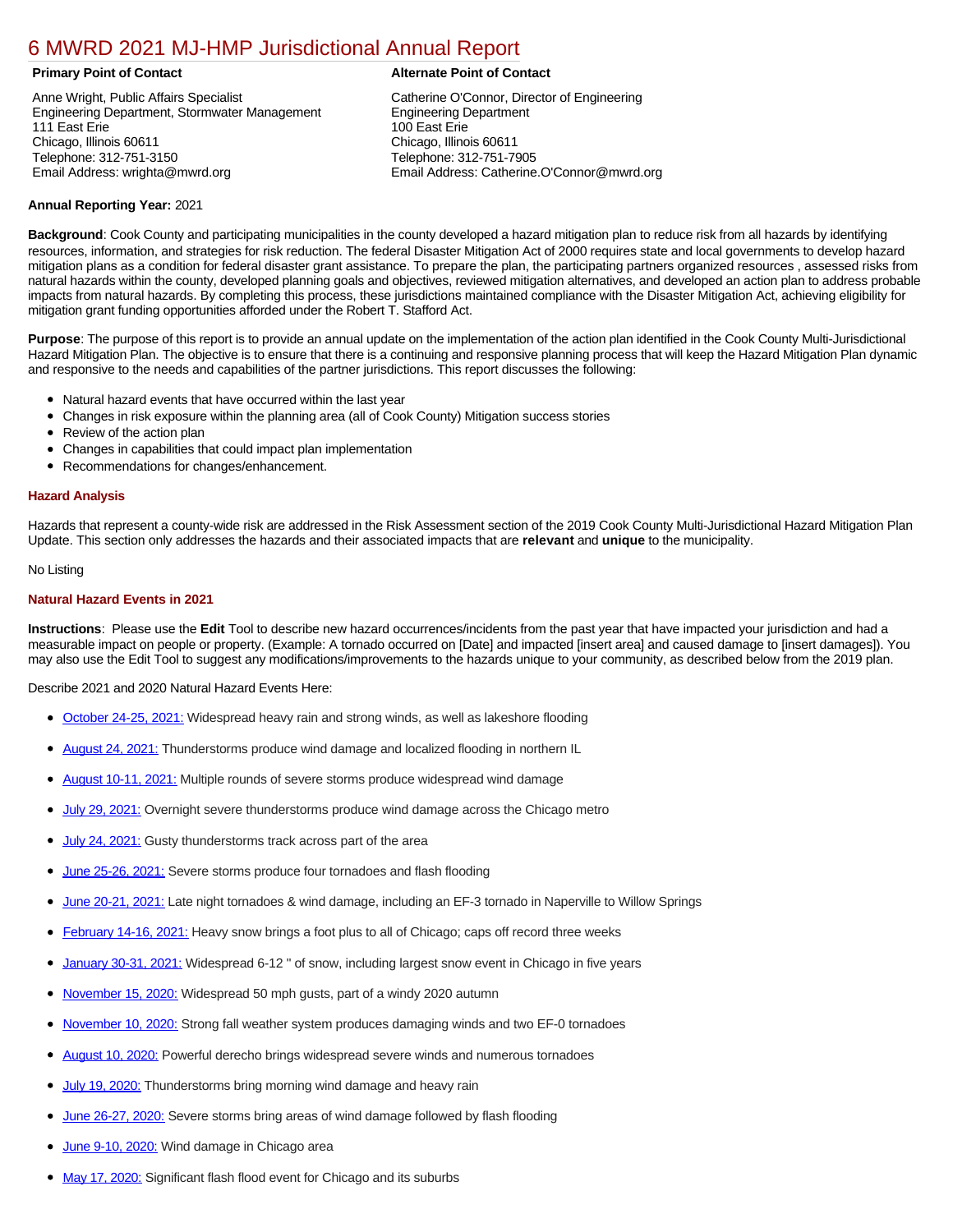# 6 MWRD 2021 MJ-HMP Jurisdictional Annual Report

**Primary Point of Contact**

Anne Wright, Public Affairs Specialist
Engineering Department, Stormwater Management
111 East Erie
Chicago, Illinois 60611
Telephone: 312-751-3150
Email Address: wrighta@mwrd.org

**Alternate Point of Contact**

Catherine O'Connor, Director of Engineering
Engineering Department
100 East Erie
Chicago, Illinois 60611
Telephone: 312-751-7905
Email Address: Catherine.O'Connor@mwrd.org

**Annual Reporting Year:** 2021

**Background**: Cook County and participating municipalities in the county developed a hazard mitigation plan to reduce risk from all hazards by identifying resources, information, and strategies for risk reduction. The federal Disaster Mitigation Act of 2000 requires state and local governments to develop hazard mitigation plans as a condition for federal disaster grant assistance. To prepare the plan, the participating partners organized resources , assessed risks from natural hazards within the county, developed planning goals and objectives, reviewed mitigation alternatives, and developed an action plan to address probable impacts from natural hazards. By completing this process, these jurisdictions maintained compliance with the Disaster Mitigation Act, achieving eligibility for mitigation grant funding opportunities afforded under the Robert T. Stafford Act.

**Purpose**: The purpose of this report is to provide an annual update on the implementation of the action plan identified in the Cook County Multi-Jurisdictional Hazard Mitigation Plan. The objective is to ensure that there is a continuing and responsive planning process that will keep the Hazard Mitigation Plan dynamic and responsive to the needs and capabilities of the partner jurisdictions. This report discusses the following:

- Natural hazard events that have occurred within the last year
- Changes in risk exposure within the planning area (all of Cook County) Mitigation success stories
- Review of the action plan
- Changes in capabilities that could impact plan implementation
- Recommendations for changes/enhancement.

### Hazard Analysis

Hazards that represent a county-wide risk are addressed in the Risk Assessment section of the 2019 Cook County Multi-Jurisdictional Hazard Mitigation Plan Update. This section only addresses the hazards and their associated impacts that are **relevant** and **unique** to the municipality.

No Listing

### Natural Hazard Events in 2021

**Instructions**: Please use the **Edit** Tool to describe new hazard occurrences/incidents from the past year that have impacted your jurisdiction and had a measurable impact on people or property. (Example: A tornado occurred on [Date] and impacted [insert area] and caused damage to [insert damages]). You may also use the Edit Tool to suggest any modifications/improvements to the hazards unique to your community, as described below from the 2019 plan.

Describe 2021 and 2020 Natural Hazard Events Here:

- October 24-25, 2021: Widespread heavy rain and strong winds, as well as lakeshore flooding
- August 24, 2021: Thunderstorms produce wind damage and localized flooding in northern IL
- August 10-11, 2021: Multiple rounds of severe storms produce widespread wind damage
- July 29, 2021: Overnight severe thunderstorms produce wind damage across the Chicago metro
- July 24, 2021: Gusty thunderstorms track across part of the area
- June 25-26, 2021: Severe storms produce four tornadoes and flash flooding
- June 20-21, 2021: Late night tornadoes & wind damage, including an EF-3 tornado in Naperville to Willow Springs
- February 14-16, 2021: Heavy snow brings a foot plus to all of Chicago; caps off record three weeks
- January 30-31, 2021: Widespread 6-12 " of snow, including largest snow event in Chicago in five years
- November 15, 2020: Widespread 50 mph gusts, part of a windy 2020 autumn
- November 10, 2020: Strong fall weather system produces damaging winds and two EF-0 tornadoes
- August 10, 2020: Powerful derecho brings widespread severe winds and numerous tornadoes
- July 19, 2020: Thunderstorms bring morning wind damage and heavy rain
- June 26-27, 2020: Severe storms bring areas of wind damage followed by flash flooding
- June 9-10, 2020: Wind damage in Chicago area
- May 17, 2020: Significant flash flood event for Chicago and its suburbs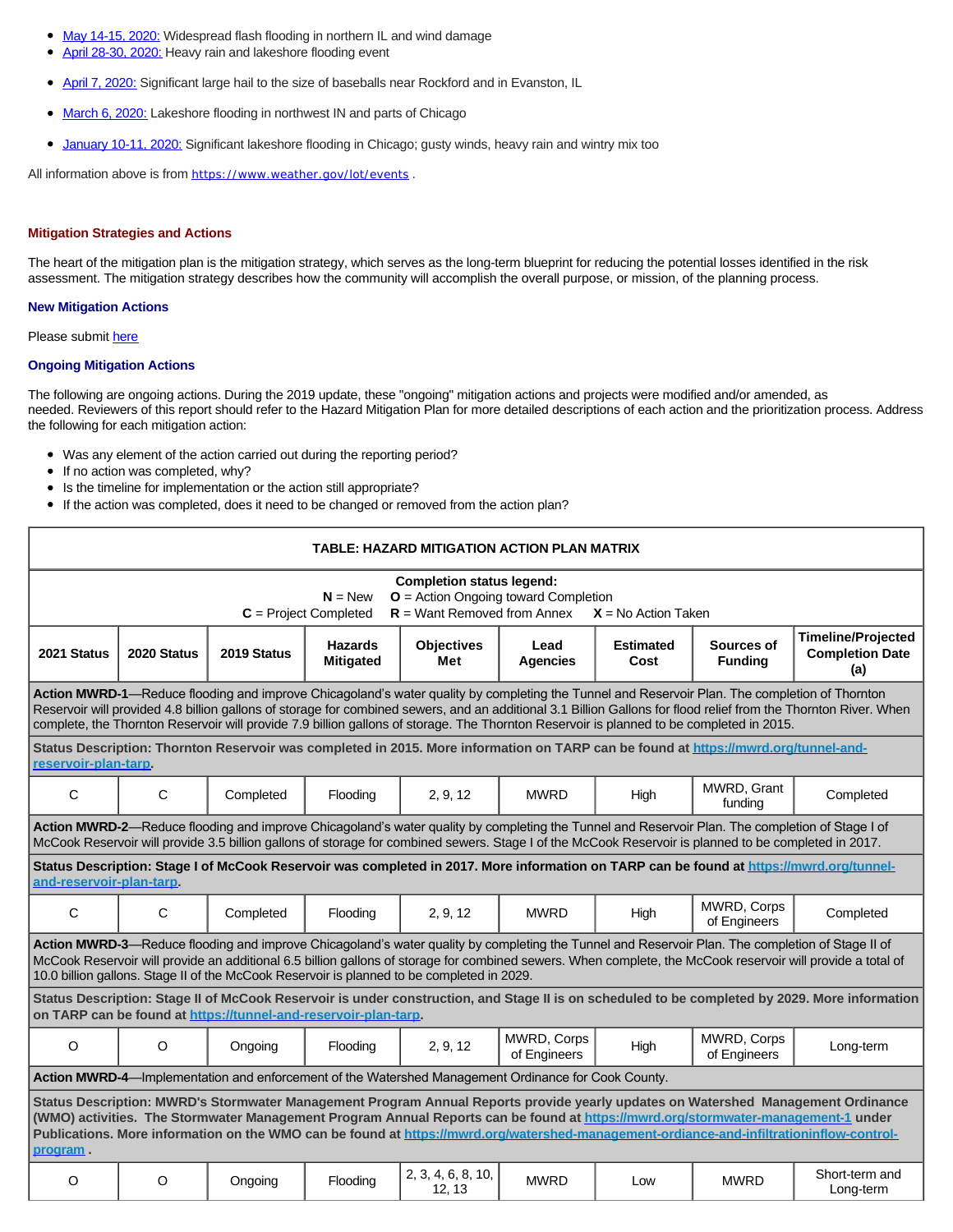- May 14-15, 2020: Widespread flash flooding in northern IL and wind damage
- April 28-30, 2020: Heavy rain and lakeshore flooding event
- April 7, 2020: Significant large hail to the size of baseballs near Rockford and in Evanston, IL
- March 6, 2020: Lakeshore flooding in northwest IN and parts of Chicago
- January 10-11, 2020: Significant lakeshore flooding in Chicago; gusty winds, heavy rain and wintry mix too

All information above is from https://www.weather.gov/lot/events .

### Mitigation Strategies and Actions

The heart of the mitigation plan is the mitigation strategy, which serves as the long-term blueprint for reducing the potential losses identified in the risk assessment. The mitigation strategy describes how the community will accomplish the overall purpose, or mission, of the planning process.

#### New Mitigation Actions

Please submit here

#### Ongoing Mitigation Actions

The following are ongoing actions. During the 2019 update, these "ongoing" mitigation actions and projects were modified and/or amended, as needed. Reviewers of this report should refer to the Hazard Mitigation Plan for more detailed descriptions of each action and the prioritization process. Address the following for each mitigation action:

- Was any element of the action carried out during the reporting period?
- If no action was completed, why?
- Is the timeline for implementation or the action still appropriate?
- If the action was completed, does it need to be changed or removed from the action plan?

**TABLE: HAZARD MITIGATION ACTION PLAN MATRIX**

**Completion status legend:**
**N** = New **O** = Action Ongoing toward Completion
**C** = Project Completed **R** = Want Removed from Annex **X** = No Action Taken

| 2021 Status | 2020 Status | 2019 Status | Hazards Mitigated | Objectives Met | Lead Agencies | Estimated Cost | Sources of Funding | Timeline/Projected Completion Date (a) |
|---|---|---|---|---|---|---|---|---|
| **Action MWRD-1**—Reduce flooding and improve Chicagoland's water quality by completing the Tunnel and Reservoir Plan. The completion of Thornton Reservoir will provided 4.8 billion gallons of storage for combined sewers, and an additional 3.1 Billion Gallons for flood relief from the Thornton River. When complete, the Thornton Reservoir will provide 7.9 billion gallons of storage. The Thornton Reservoir is planned to be completed in 2015. | | | | | | | | |
| **Status Description: Thornton Reservoir was completed in 2015. More information on TARP can be found at https://mwrd.org/tunnel-and-reservoir-plan-tarp.** | | | | | | | | |
| C | C | Completed | Flooding | 2, 9, 12 | MWRD | High | MWRD, Grant funding | Completed |
| **Action MWRD-2**—Reduce flooding and improve Chicagoland's water quality by completing the Tunnel and Reservoir Plan. The completion of Stage I of McCook Reservoir will provide 3.5 billion gallons of storage for combined sewers. Stage I of the McCook Reservoir is planned to be completed in 2017. | | | | | | | | |
| **Status Description: Stage I of McCook Reservoir was completed in 2017. More information on TARP can be found at https://mwrd.org/tunnel-and-reservoir-plan-tarp.** | | | | | | | | |
| C | C | Completed | Flooding | 2, 9, 12 | MWRD | High | MWRD, Corps of Engineers | Completed |
| **Action MWRD-3**—Reduce flooding and improve Chicagoland's water quality by completing the Tunnel and Reservoir Plan. The completion of Stage II of McCook Reservoir will provide an additional 6.5 billion gallons of storage for combined sewers. When complete, the McCook reservoir will provide a total of 10.0 billion gallons. Stage II of the McCook Reservoir is planned to be completed in 2029. | | | | | | | | |
| **Status Description: Stage II of McCook Reservoir is under construction, and Stage II is on scheduled to be completed by 2029. More information on TARP can be found at https://tunnel-and-reservoir-plan-tarp.** | | | | | | | | |
| O | O | Ongoing | Flooding | 2, 9, 12 | MWRD, Corps of Engineers | High | MWRD, Corps of Engineers | Long-term |
| **Action MWRD-4**—Implementation and enforcement of the Watershed Management Ordinance for Cook County. | | | | | | | | |
| **Status Description: MWRD's Stormwater Management Program Annual Reports provide yearly updates on Watershed Management Ordinance (WMO) activities. The Stormwater Management Program Annual Reports can be found at https://mwrd.org/stormwater-management-1 under Publications. More information on the WMO can be found at https://mwrd.org/watershed-management-ordiance-and-infiltrationinflow-control-program .** | | | | | | | | |
| O | O | Ongoing | Flooding | 2, 3, 4, 6, 8, 10, 12, 13 | MWRD | Low | MWRD | Short-term and Long-term |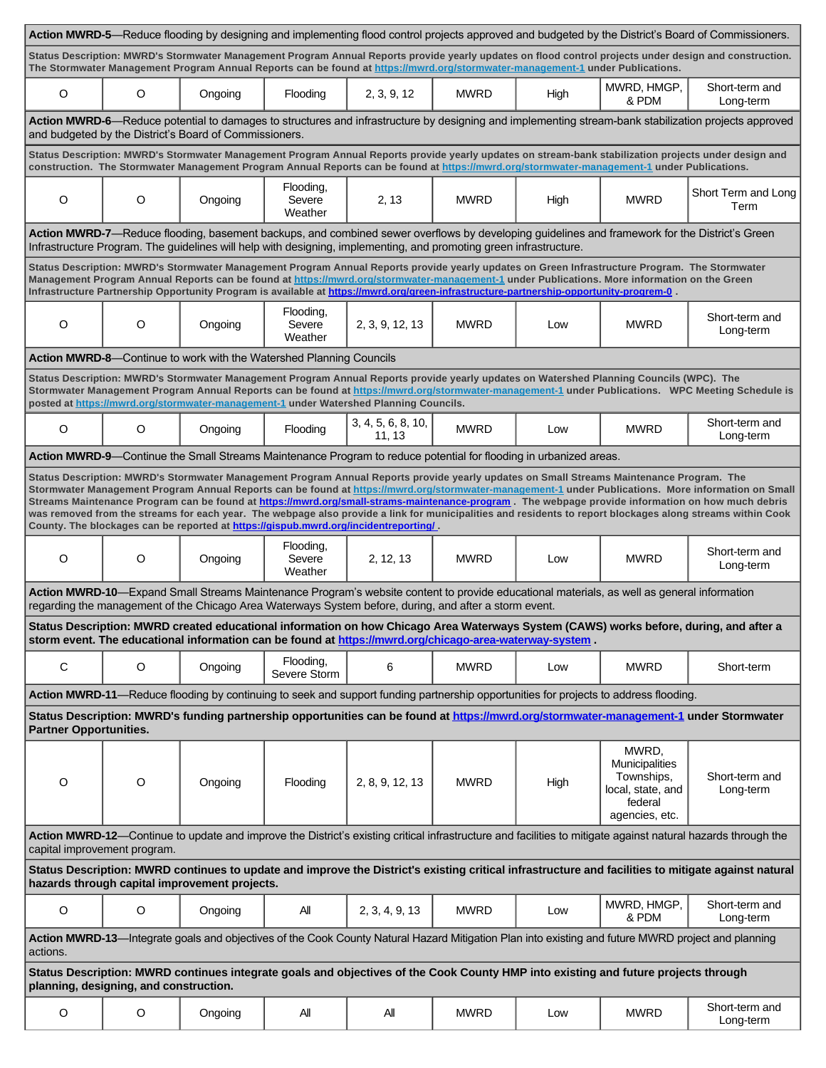| | | | | | | | | |
|---|---|---|---|---|---|---|---|---|
| **Action MWRD-5**—Reduce flooding by designing and implementing flood control projects approved and budgeted by the District's Board of Commissioners. | | | | | | | | |
| **Status Description: MWRD's Stormwater Management Program Annual Reports provide yearly updates on flood control projects under design and construction. The Stormwater Management Program Annual Reports can be found at https://mwrd.org/stormwater-management-1 under Publications.** | | | | | | | | |
| O | O | Ongoing | Flooding | 2, 3, 9, 12 | MWRD | High | MWRD, HMGP, & PDM | Short-term and Long-term |
| **Action MWRD-6**—Reduce potential to damages to structures and infrastructure by designing and implementing stream-bank stabilization projects approved and budgeted by the District's Board of Commissioners. | | | | | | | | |
| **Status Description: MWRD's Stormwater Management Program Annual Reports provide yearly updates on stream-bank stabilization projects under design and construction. The Stormwater Management Program Annual Reports can be found at https://mwrd.org/stormwater-management-1 under Publications.** | | | | | | | | |
| O | O | Ongoing | Flooding, Severe Weather | 2, 13 | MWRD | High | MWRD | Short Term and Long Term |
| **Action MWRD-7**—Reduce flooding, basement backups, and combined sewer overflows by developing guidelines and framework for the District's Green Infrastructure Program. The guidelines will help with designing, implementing, and promoting green infrastructure. | | | | | | | | |
| **Status Description: MWRD's Stormwater Management Program Annual Reports provide yearly updates on Green Infrastructure Program. The Stormwater Management Program Annual Reports can be found at https://mwrd.org/stormwater-management-1 under Publications. More information on the Green Infrastructure Partnership Opportunity Program is available at https://mwrd.org/green-infrastructure-partnership-opportunity-progrem-0 .** | | | | | | | | |
| O | O | Ongoing | Flooding, Severe Weather | 2, 3, 9, 12, 13 | MWRD | Low | MWRD | Short-term and Long-term |
| **Action MWRD-8**—Continue to work with the Watershed Planning Councils | | | | | | | | |
| **Status Description: MWRD's Stormwater Management Program Annual Reports provide yearly updates on Watershed Planning Councils (WPC). The Stormwater Management Program Annual Reports can be found at https://mwrd.org/stormwater-management-1 under Publications. WPC Meeting Schedule is posted at https://mwrd.org/stormwater-management-1 under Watershed Planning Councils.** | | | | | | | | |
| O | O | Ongoing | Flooding | 3, 4, 5, 6, 8, 10, 11, 13 | MWRD | Low | MWRD | Short-term and Long-term |
| **Action MWRD-9**—Continue the Small Streams Maintenance Program to reduce potential for flooding in urbanized areas. | | | | | | | | |
| **Status Description: MWRD's Stormwater Management Program Annual Reports provide yearly updates on Small Streams Maintenance Program. The Stormwater Management Program Annual Reports can be found at https://mwrd.org/stormwater-management-1 under Publications. More information on Small Streams Maintenance Program can be found at https://mwrd.org/small-strams-maintenance-program . The webpage provide information on how much debris was removed from the streams for each year. The webpage also provide a link for municipalities and residents to report blockages along streams within Cook County. The blockages can be reported at https://gispub.mwrd.org/incidentreporting/ .** | | | | | | | | |
| O | O | Ongoing | Flooding, Severe Weather | 2, 12, 13 | MWRD | Low | MWRD | Short-term and Long-term |
| **Action MWRD-10**—Expand Small Streams Maintenance Program's website content to provide educational materials, as well as general information regarding the management of the Chicago Area Waterways System before, during, and after a storm event. | | | | | | | | |
| **Status Description: MWRD created educational information on how Chicago Area Waterways System (CAWS) works before, during, and after a storm event. The educational information can be found at https://mwrd.org/chicago-area-waterway-system .** | | | | | | | | |
| C | O | Ongoing | Flooding, Severe Storm | 6 | MWRD | Low | MWRD | Short-term |
| **Action MWRD-11**—Reduce flooding by continuing to seek and support funding partnership opportunities for projects to address flooding. | | | | | | | | |
| **Status Description: MWRD's funding partnership opportunities can be found at https://mwrd.org/stormwater-management-1 under Stormwater Partner Opportunities.** | | | | | | | | |
| O | O | Ongoing | Flooding | 2, 8, 9, 12, 13 | MWRD | High | MWRD, Municipalities Townships, local, state, and federal agencies, etc. | Short-term and Long-term |
| **Action MWRD-12**—Continue to update and improve the District's existing critical infrastructure and facilities to mitigate against natural hazards through the capital improvement program. | | | | | | | | |
| **Status Description: MWRD continues to update and improve the District's existing critical infrastructure and facilities to mitigate against natural hazards through capital improvement projects.** | | | | | | | | |
| O | O | Ongoing | All | 2, 3, 4, 9, 13 | MWRD | Low | MWRD, HMGP, & PDM | Short-term and Long-term |
| **Action MWRD-13**—Integrate goals and objectives of the Cook County Natural Hazard Mitigation Plan into existing and future MWRD project and planning actions. | | | | | | | | |
| **Status Description: MWRD continues integrate goals and objectives of the Cook County HMP into existing and future projects through planning, designing, and construction.** | | | | | | | | |
| O | O | Ongoing | All | All | MWRD | Low | MWRD | Short-term and Long-term |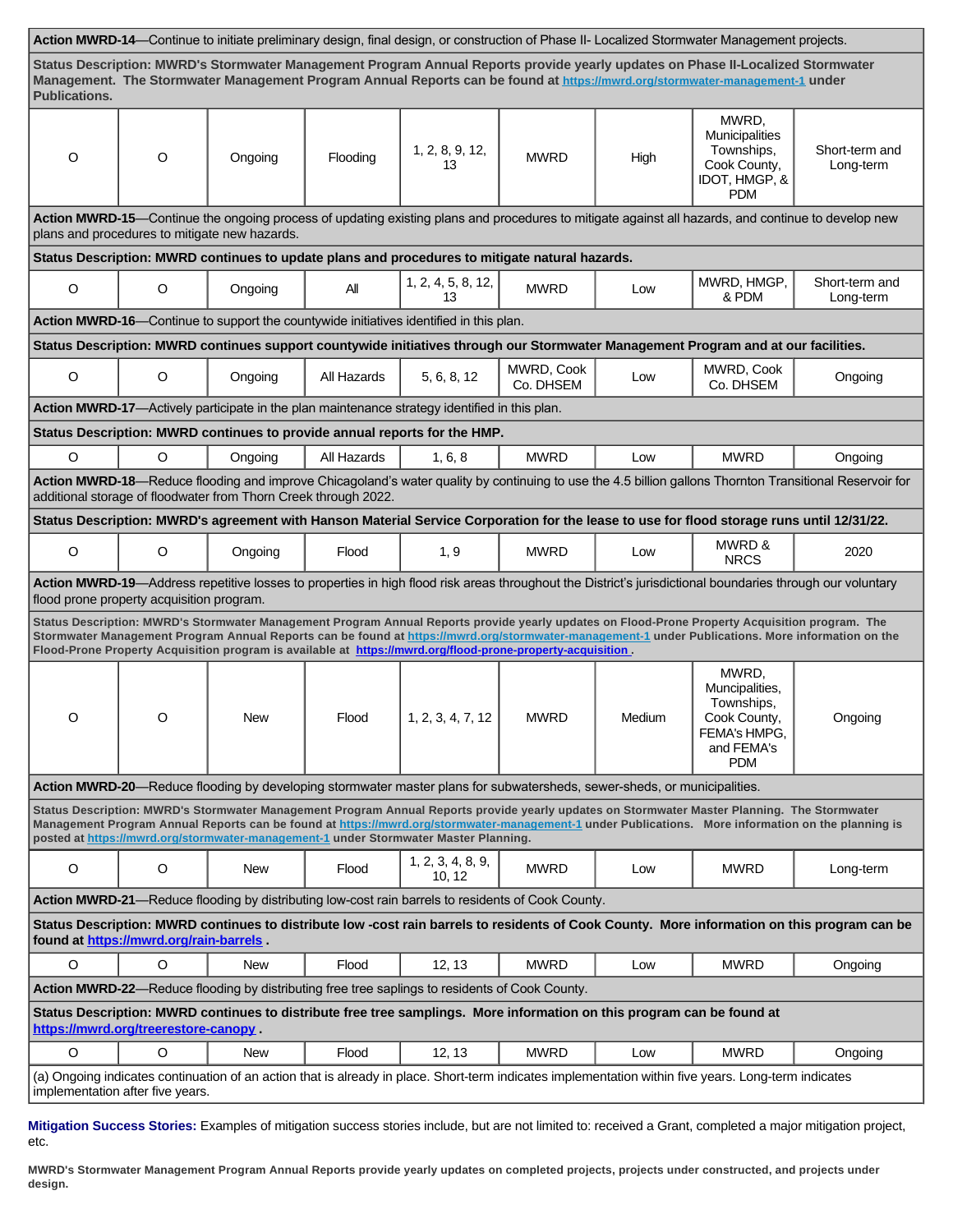| | | | | | | | | |
|---|---|---|---|---|---|---|---|---|
| **Action MWRD-14**—Continue to initiate preliminary design, final design, or construction of Phase II- Localized Stormwater Management projects. | | | | | | | | |
| **Status Description: MWRD's Stormwater Management Program Annual Reports provide yearly updates on Phase II-Localized Stormwater Management. The Stormwater Management Program Annual Reports can be found at https://mwrd.org/stormwater-management-1 under Publications.** | | | | | | | | |
| O | O | Ongoing | Flooding | 1, 2, 8, 9, 12, 13 | MWRD | High | MWRD, Municipalities Townships, Cook County, IDOT, HMGP, & PDM | Short-term and Long-term |
| **Action MWRD-15**—Continue the ongoing process of updating existing plans and procedures to mitigate against all hazards, and continue to develop new plans and procedures to mitigate new hazards. | | | | | | | | |
| **Status Description: MWRD continues to update plans and procedures to mitigate natural hazards.** | | | | | | | | |
| O | O | Ongoing | All | 1, 2, 4, 5, 8, 12, 13 | MWRD | Low | MWRD, HMGP, & PDM | Short-term and Long-term |
| **Action MWRD-16**—Continue to support the countywide initiatives identified in this plan. | | | | | | | | |
| **Status Description: MWRD continues support countywide initiatives through our Stormwater Management Program and at our facilities.** | | | | | | | | |
| O | O | Ongoing | All Hazards | 5, 6, 8, 12 | MWRD, Cook Co. DHSEM | Low | MWRD, Cook Co. DHSEM | Ongoing |
| **Action MWRD-17**—Actively participate in the plan maintenance strategy identified in this plan. | | | | | | | | |
| **Status Description: MWRD continues to provide annual reports for the HMP.** | | | | | | | | |
| O | O | Ongoing | All Hazards | 1, 6, 8 | MWRD | Low | MWRD | Ongoing |
| **Action MWRD-18**—Reduce flooding and improve Chicagoland's water quality by continuing to use the 4.5 billion gallons Thornton Transitional Reservoir for additional storage of floodwater from Thorn Creek through 2022. | | | | | | | | |
| **Status Description: MWRD's agreement with Hanson Material Service Corporation for the lease to use for flood storage runs until 12/31/22.** | | | | | | | | |
| O | O | Ongoing | Flood | 1, 9 | MWRD | Low | MWRD & NRCS | 2020 |
| **Action MWRD-19**—Address repetitive losses to properties in high flood risk areas throughout the District's jurisdictional boundaries through our voluntary flood prone property acquisition program. | | | | | | | | |
| **Status Description: MWRD's Stormwater Management Program Annual Reports provide yearly updates on Flood-Prone Property Acquisition program. The Stormwater Management Program Annual Reports can be found at https://mwrd.org/stormwater-management-1 under Publications. More information on the Flood-Prone Property Acquisition program is available at https://mwrd.org/flood-prone-property-acquisition .** | | | | | | | | |
| O | O | New | Flood | 1, 2, 3, 4, 7, 12 | MWRD | Medium | MWRD, Muncipalities, Townships, Cook County, FEMA's HMPG, and FEMA's PDM | Ongoing |
| **Action MWRD-20**—Reduce flooding by developing stormwater master plans for subwatersheds, sewer-sheds, or municipalities. | | | | | | | | |
| **Status Description: MWRD's Stormwater Management Program Annual Reports provide yearly updates on Stormwater Master Planning. The Stormwater Management Program Annual Reports can be found at https://mwrd.org/stormwater-management-1 under Publications. More information on the planning is posted at https://mwrd.org/stormwater-management-1 under Stormwater Master Planning.** | | | | | | | | |
| O | O | New | Flood | 1, 2, 3, 4, 8, 9, 10, 12 | MWRD | Low | MWRD | Long-term |
| **Action MWRD-21**—Reduce flooding by distributing low-cost rain barrels to residents of Cook County. | | | | | | | | |
| **Status Description: MWRD continues to distribute low -cost rain barrels to residents of Cook County. More information on this program can be found at https://mwrd.org/rain-barrels .** | | | | | | | | |
| O | O | New | Flood | 12, 13 | MWRD | Low | MWRD | Ongoing |
| **Action MWRD-22**—Reduce flooding by distributing free tree saplings to residents of Cook County. | | | | | | | | |
| **Status Description: MWRD continues to distribute free tree samplings. More information on this program can be found at https://mwrd.org/treerestore-canopy .** | | | | | | | | |
| O | O | New | Flood | 12, 13 | MWRD | Low | MWRD | Ongoing |
| (a) Ongoing indicates continuation of an action that is already in place. Short-term indicates implementation within five years. Long-term indicates implementation after five years. | | | | | | | | |

**Mitigation Success Stories:** Examples of mitigation success stories include, but are not limited to: received a Grant, completed a major mitigation project, etc.

**MWRD's Stormwater Management Program Annual Reports provide yearly updates on completed projects, projects under constructed, and projects under design.**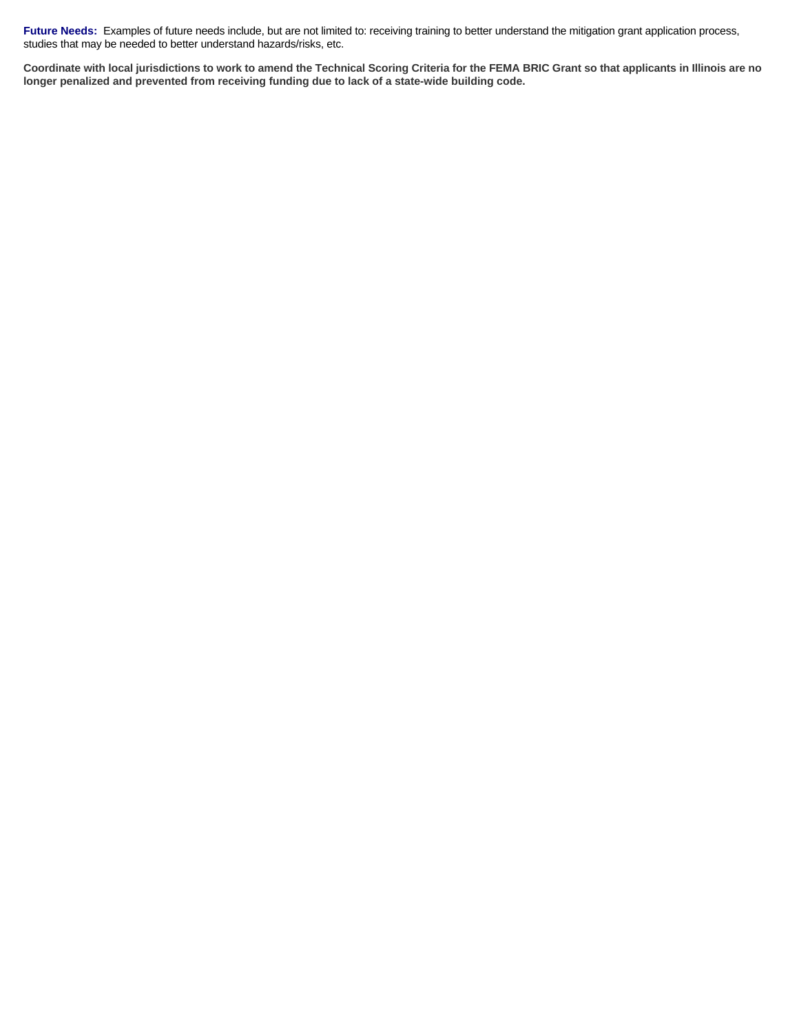**Future Needs:** Examples of future needs include, but are not limited to: receiving training to better understand the mitigation grant application process, studies that may be needed to better understand hazards/risks, etc.

**Coordinate with local jurisdictions to work to amend the Technical Scoring Criteria for the FEMA BRIC Grant so that applicants in Illinois are no longer penalized and prevented from receiving funding due to lack of a state-wide building code.**